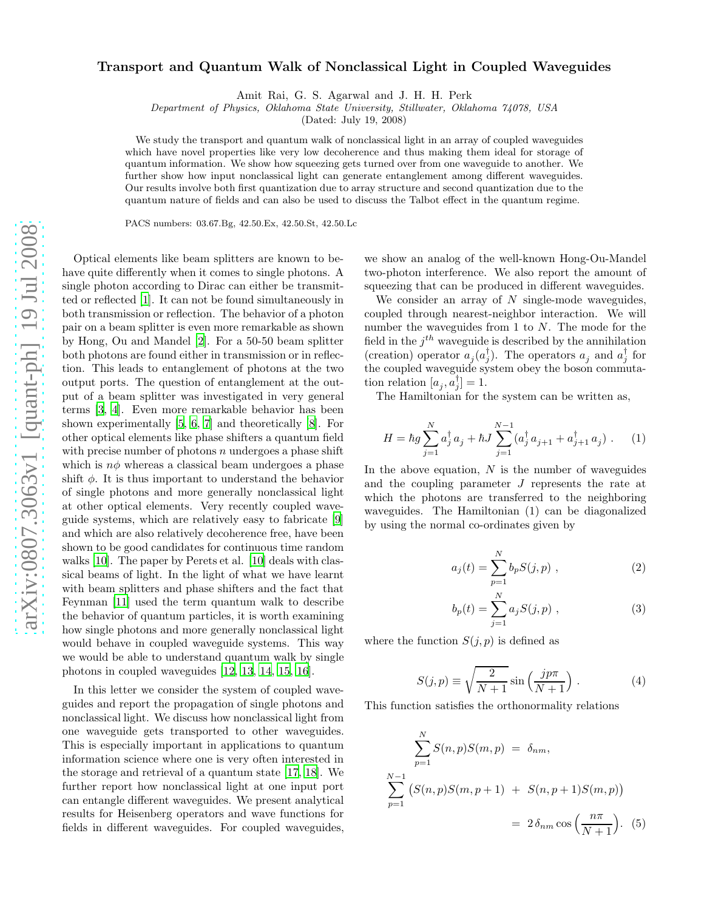# Transport and Quantum Walk of Nonclassical Light in Coupled Waveguides

Amit Rai, G. S. Agarwal and J. H. H. Perk

*Department of Physics, Oklahoma State University, Stillwater, Oklahoma 74078, USA*

(Dated: July 19, 2008)

We study the transport and quantum walk of nonclassical light in an array of coupled waveguides which have novel properties like very low decoherence and thus making them ideal for storage of quantum information. We show how squeezing gets turned over from one waveguide to another. We further show how input nonclassical light can generate entanglement among different waveguides. Our results involve both first quantization due to array structure and second quantization due to the quantum nature of fields and can also be used to discuss the Talbot effect in the quantum regime.

PACS numbers: 03.67.Bg, 42.50.Ex, 42.50.St, 42.50.Lc

Optical elements like beam splitters are known to behave quite differently when it comes to single photons. A single photon according to Dirac can either be transmitted or reflected [1]. It can not be found simultaneously in both transmission or reflection. The behavior of a photon pair on a beam splitter is even more remarkable as shown by Hong, Ou and Mandel [2]. For a 50-50 beam splitter both photons are found either in transmission or in reflection. This leads to entanglement of photons at the two output ports. The question of entanglement at the output of a beam splitter was investigated in very general terms [3, 4]. Even more remarkable behavior has been shown experimentally [5, 6, 7] and theoretically [8]. For other optical elements like phase shifters a quantum field with precise number of photons $n$ undergoes a phase shift which is $n\phi$ whereas a classical beam undergoes a phase shift $\phi$. It is thus important to understand the behavior of single photons and more generally nonclassical light at other optical elements. Very recently coupled waveguide systems, which are relatively easy to fabricate [9] and which are also relatively decoherence free, have been shown to be good candidates for continuous time random walks [10]. The paper by Perets et al. [10] deals with classical beams of light. In the light of what we have learnt with beam splitters and phase shifters and the fact that Feynman [11] used the term quantum walk to describe the behavior of quantum particles, it is worth examining how single photons and more generally nonclassical light would behave in coupled waveguide systems. This way we would be able to understand quantum walk by single photons in coupled waveguides [12, 13, 14, 15, 16].

In this letter we consider the system of coupled waveguides and report the propagation of single photons and nonclassical light. We discuss how nonclassical light from one waveguide gets transported to other waveguides. This is especially important in applications to quantum information science where one is very often interested in the storage and retrieval of a quantum state [17, 18]. We further report how nonclassical light at one input port can entangle different waveguides. We present analytical results for Heisenberg operators and wave functions for fields in different waveguides. For coupled waveguides, we show an analog of the well-known Hong-Ou-Mandel two-photon interference. We also report the amount of squeezing that can be produced in different waveguides.

We consider an array of $N$ single-mode waveguides, coupled through nearest-neighbor interaction. We will number the waveguides from 1 to $N$. The mode for the field in the $j^{th}$ waveguide is described by the annihilation (creation) operator $a_j(a_j^\dagger)$. The operators $a_j$ and $a_j^\dagger$ for the coupled waveguide system obey the boson commutation relation $[a_j, a_j^\dagger] = 1$.

The Hamiltonian for the system can be written as,

$$H = \hbar g \sum_{j=1}^{N} a_j^\dagger a_j + \hbar J \sum_{j=1}^{N-1} (a_j^\dagger a_{j+1} + a_{j+1}^\dagger a_j) \ . \quad (1)$$

In the above equation, $N$ is the number of waveguides and the coupling parameter $J$ represents the rate at which the photons are transferred to the neighboring waveguides. The Hamiltonian (1) can be diagonalized by using the normal co-ordinates given by

$$a_j(t) = \sum_{p=1}^{N} b_p S(j,p) \ , \quad (2)$$

$$b_p(t) = \sum_{j=1}^{N} a_j S(j,p) \ , \quad (3)$$

where the function $S(j,p)$ is defined as

$$S(j,p) \equiv \sqrt{\frac{2}{N+1}} \sin\left(\frac{jp\pi}{N+1}\right) . \quad (4)$$

This function satisfies the orthonormality relations

$$\begin{aligned}
\sum_{p=1}^{N} S(n,p)S(m,p) &= \delta_{nm}, \\
\sum_{p=1}^{N-1} \big(S(n,p)S(m,p+1) &+ S(n,p+1)S(m,p)\big) \\
&= 2\,\delta_{nm} \cos\Big(\frac{n\pi}{N+1}\Big). \quad (5)
\end{aligned}$$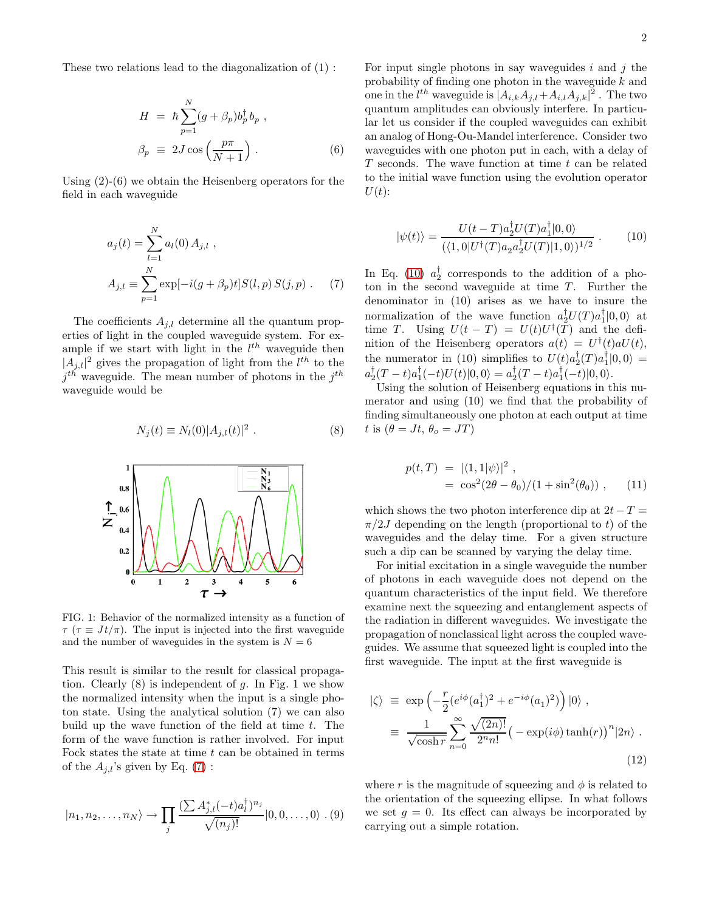These two relations lead to the diagonalization of (1) :

$$
\begin{aligned}
H &= \hbar \sum_{p=1}^{N} (g+\beta_p) b_p^\dagger b_p \ , \\
\beta_p &\equiv 2J \cos\left(\frac{p\pi}{N+1}\right) .
\end{aligned} \tag{6}
$$

Using (2)-(6) we obtain the Heisenberg operators for the field in each waveguide

$$
\begin{aligned}
a_j(t) &= \sum_{l=1}^{N} a_l(0)\, A_{j,l} \ , \\
A_{j,l} &\equiv \sum_{p=1}^{N} \exp[-i(g+\beta_p)t] S(l,p)\, S(j,p) \ .
\end{aligned} \tag{7}
$$

The coefficients $A_{j,l}$ determine all the quantum properties of light in the coupled waveguide system. For example if we start with light in the $l^{th}$ waveguide then $|A_{j,l}|^2$ gives the propagation of light from the $l^{th}$ to the $j^{th}$ waveguide. The mean number of photons in the $j^{th}$ waveguide would be

$$
N_j(t) \equiv N_l(0)|A_{j,l}(t)|^2 \ . \tag{8}
$$

FIG. 1: Behavior of the normalized intensity as a function of $\tau$ ($\tau \equiv Jt/\pi$). The input is injected into the first waveguide and the number of waveguides in the system is $N = 6$

This result is similar to the result for classical propagation. Clearly (8) is independent of $g$. In Fig. 1 we show the normalized intensity when the input is a single photon state. Using the analytical solution (7) we can also build up the wave function of the field at time $t$. The form of the wave function is rather involved. For input Fock states the state at time $t$ can be obtained in terms of the $A_{j,l}$'s given by Eq. (7) :

$$
|n_1, n_2, \ldots, n_N\rangle \to \prod_j \frac{(\sum A^*_{j,l}(-t) a_l^\dagger)^{n_j}}{\sqrt{(n_j)!}} |0, 0, \ldots, 0\rangle \ . \tag{9}
$$

For input single photons in say waveguides $i$ and $j$ the probability of finding one photon in the waveguide $k$ and one in the $l^{th}$ waveguide is $|A_{i,k}A_{j,l} + A_{i,l}A_{j,k}|^2$ . The two quantum amplitudes can obviously interfere. In particular let us consider if the coupled waveguides can exhibit an analog of Hong-Ou-Mandel interference. Consider two waveguides with one photon put in each, with a delay of $T$ seconds. The wave function at time $t$ can be related to the initial wave function using the evolution operator $U(t)$:

$$
|\psi(t)\rangle = \frac{U(t-T) a_2^\dagger U(T) a_1^\dagger |0,0\rangle}{(\langle 1,0|U^\dagger(T) a_2 a_2^\dagger U(T)|1,0\rangle)^{1/2}} \ . \tag{10}
$$

In Eq. (10) $a_2^\dagger$ corresponds to the addition of a photon in the second waveguide at time $T$. Further the denominator in (10) arises as we have to insure the normalization of the wave function $a_2^\dagger U(T) a_1^\dagger |0,0\rangle$ at time $T$. Using $U(t-T) = U(t)U^\dagger(T)$ and the definition of the Heisenberg operators $a(t) = U^\dagger(t) a U(t)$, the numerator in (10) simplifies to $U(t) a_2^\dagger(T) a_1^\dagger |0,0\rangle = a_2^\dagger(T-t) a_1^\dagger(-t) U(t)|0,0\rangle = a_2^\dagger(T-t) a_1^\dagger(-t)|0,0\rangle$.

Using the solution of Heisenberg equations in this numerator and using (10) we find that the probability of finding simultaneously one photon at each output at time $t$ is ($\theta = Jt$, $\theta_o = JT$)

$$
\begin{aligned}
p(t,T) &= |\langle 1,1|\psi\rangle|^2 \ , \\
&= \cos^2(2\theta - \theta_0)/(1+\sin^2(\theta_0)) \ ,
\end{aligned} \tag{11}
$$

which shows the two photon interference dip at $2t - T = \pi/2J$ depending on the length (proportional to $t$) of the waveguides and the delay time. For a given structure such a dip can be scanned by varying the delay time.

For initial excitation in a single waveguide the number of photons in each waveguide does not depend on the quantum characteristics of the input field. We therefore examine next the squeezing and entanglement aspects of the radiation in different waveguides. We investigate the propagation of nonclassical light across the coupled waveguides. We assume that squeezed light is coupled into the first waveguide. The input at the first waveguide is

$$
\begin{aligned}
|\zeta\rangle &\equiv \exp\left(-\frac{r}{2}(e^{i\phi}(a_1^\dagger)^2 + e^{-i\phi}(a_1)^2)\right)|0\rangle \ , \\
&\equiv \frac{1}{\sqrt{\cosh r}} \sum_{n=0}^{\infty} \frac{\sqrt{(2n)!}}{2^n n!}\big(-\exp(i\phi)\tanh(r)\big)^n |2n\rangle \ .
\end{aligned} \tag{12}
$$

where $r$ is the magnitude of squeezing and $\phi$ is related to the orientation of the squeezing ellipse. In what follows we set $g = 0$. Its effect can always be incorporated by carrying out a simple rotation.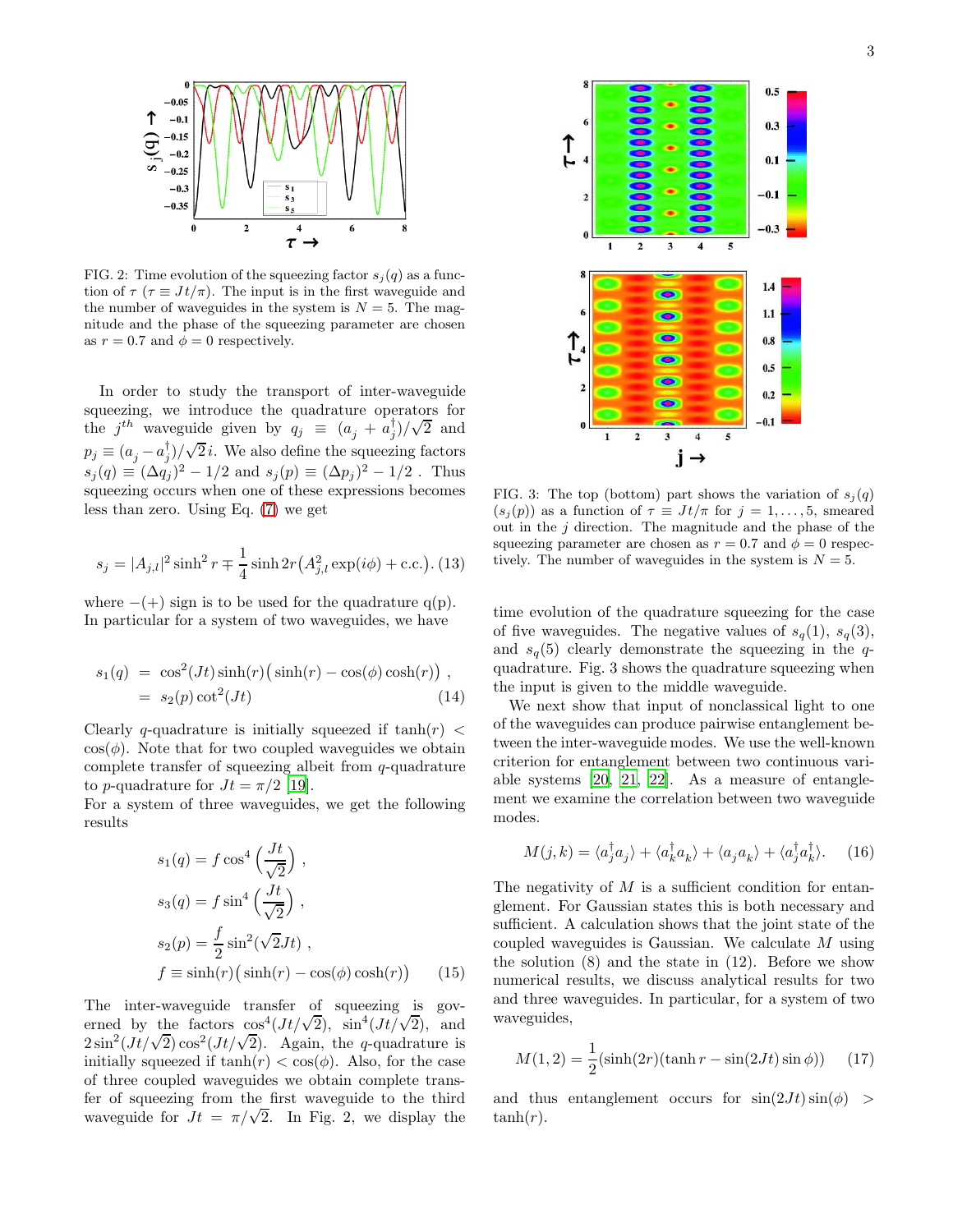FIG. 2: Time evolution of the squeezing factor $s_j(q)$ as a function of $\tau$ ($\tau \equiv Jt/\pi$). The input is in the first waveguide and the number of waveguides in the system is $N = 5$. The magnitude and the phase of the squeezing parameter are chosen as $r = 0.7$ and $\phi = 0$ respectively.

In order to study the transport of inter-waveguide squeezing, we introduce the quadrature operators for the $j^{th}$ waveguide given by $q_j \equiv (a_j + a_j^\dagger)/\sqrt{2}$ and $p_j \equiv (a_j - a_j^\dagger)/\sqrt{2}i$. We also define the squeezing factors $s_j(q) \equiv (\Delta q_j)^2 - 1/2$ and $s_j(p) \equiv (\Delta p_j)^2 - 1/2$ . Thus squeezing occurs when one of these expressions becomes less than zero. Using Eq. (7) we get

$$s_j = |A_{j,l}|^2 \sinh^2 r \mp \frac{1}{4} \sinh 2r \big(A_{j,l}^2 \exp(i\phi) + \text{c.c.}\big). \quad (13)$$

where $-(+)$ sign is to be used for the quadrature q(p). In particular for a system of two waveguides, we have

$$\begin{aligned} s_1(q) &= \cos^2(Jt) \sinh(r)\big(\sinh(r) - \cos(\phi)\cosh(r)\big) , \\ &= s_2(p)\cot^2(Jt) \end{aligned} \quad (14)$$

Clearly $q$-quadrature is initially squeezed if $\tanh(r) < \cos(\phi)$. Note that for two coupled waveguides we obtain complete transfer of squeezing albeit from $q$-quadrature to $p$-quadrature for $Jt = \pi/2$ [19].
For a system of three waveguides, we get the following results

$$\begin{aligned} s_1(q) &= f \cos^4\left(\frac{Jt}{\sqrt{2}}\right) , \\ s_3(q) &= f \sin^4\left(\frac{Jt}{\sqrt{2}}\right) , \\ s_2(p) &= \frac{f}{2} \sin^2(\sqrt{2}Jt) , \\ f &\equiv \sinh(r)\big(\sinh(r) - \cos(\phi)\cosh(r)\big) \end{aligned} \quad (15)$$

The inter-waveguide transfer of squeezing is governed by the factors $\cos^4(Jt/\sqrt{2})$, $\sin^4(Jt/\sqrt{2})$, and $2\sin^2(Jt/\sqrt{2})\cos^2(Jt/\sqrt{2})$. Again, the $q$-quadrature is initially squeezed if $\tanh(r) < \cos(\phi)$. Also, for the case of three coupled waveguides we obtain complete transfer of squeezing from the first waveguide to the third waveguide for $Jt = \pi/\sqrt{2}$. In Fig. 2, we display the time evolution of the quadrature squeezing for the case of five waveguides. The negative values of $s_q(1)$, $s_q(3)$, and $s_q(5)$ clearly demonstrate the squeezing in the $q$-quadrature. Fig. 3 shows the quadrature squeezing when the input is given to the middle waveguide.

FIG. 3: The top (bottom) part shows the variation of $s_j(q)$ ($s_j(p)$) as a function of $\tau \equiv Jt/\pi$ for $j = 1, \ldots, 5$, smeared out in the $j$ direction. The magnitude and the phase of the squeezing parameter are chosen as $r = 0.7$ and $\phi = 0$ respectively. The number of waveguides in the system is $N = 5$.

We next show that input of nonclassical light to one of the waveguides can produce pairwise entanglement between the inter-waveguide modes. We use the well-known criterion for entanglement between two continuous variable systems [20, 21, 22]. As a measure of entanglement we examine the correlation between two waveguide modes.

$$M(j,k) = \langle a_j^\dagger a_j \rangle + \langle a_k^\dagger a_k \rangle + \langle a_j a_k \rangle + \langle a_j^\dagger a_k^\dagger \rangle. \quad (16)$$

The negativity of $M$ is a sufficient condition for entanglement. For Gaussian states this is both necessary and sufficient. A calculation shows that the joint state of the coupled waveguides is Gaussian. We calculate $M$ using the solution (8) and the state in (12). Before we show numerical results, we discuss analytical results for two and three waveguides. In particular, for a system of two waveguides,

$$M(1,2) = \frac{1}{2}(\sinh(2r)(\tanh r - \sin(2Jt)\sin\phi)) \quad (17)$$

and thus entanglement occurs for $\sin(2Jt)\sin(\phi) > \tanh(r)$.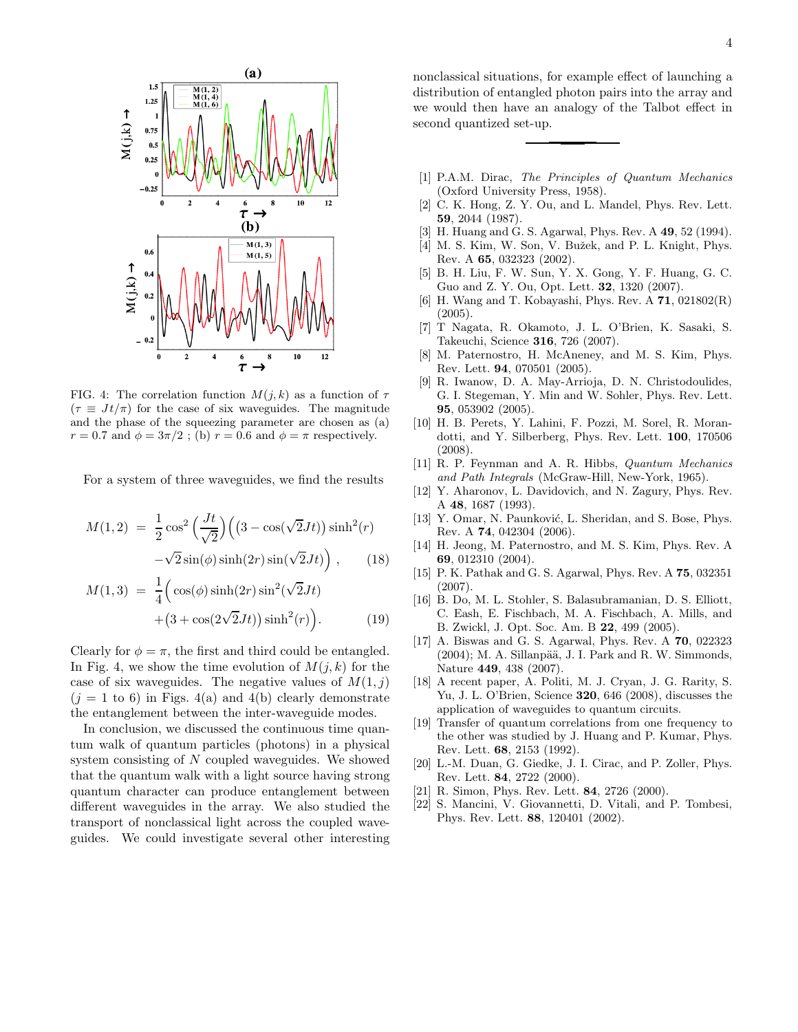(a)

M(j,k) →

M (1, 2)
M (1, 4)
M (1, 6)

1.5
1.25
1
0.75
0.5
0.25
0
−0.25

0 2 4 6 8 10 12

τ →

(b)

M(j,k) →

M (1, 3)
M (1, 5)

0.6
0.4
0.2
0
− 0.2

0 2 4 6 8 10 12

τ →

FIG. 4: The correlation function $M(j,k)$ as a function of $\tau$ ($\tau \equiv Jt/\pi$) for the case of six waveguides. The magnitude and the phase of the squeezing parameter are chosen as (a) $r = 0.7$ and $\phi = 3\pi/2$ ; (b) $r = 0.6$ and $\phi = \pi$ respectively.

For a system of three waveguides, we find the results

$$
\begin{aligned}
M(1,2) &= \frac{1}{2}\cos^2\left(\frac{Jt}{\sqrt{2}}\right)\Big(\big(3-\cos(\sqrt{2}Jt)\big)\sinh^2(r) \\
&\quad -\sqrt{2}\sin(\phi)\sinh(2r)\sin(\sqrt{2}Jt)\Big) , \qquad (18)\\
M(1,3) &= \frac{1}{4}\Big(\cos(\phi)\sinh(2r)\sin^2(\sqrt{2}Jt) \\
&\quad +\big(3+\cos(2\sqrt{2}Jt)\big)\sinh^2(r)\Big). \qquad (19)
\end{aligned}
$$

Clearly for $\phi = \pi$, the first and third could be entangled. In Fig. 4, we show the time evolution of $M(j,k)$ for the case of six waveguides. The negative values of $M(1,j)$ ($j = 1$ to $6$) in Figs. 4(a) and 4(b) clearly demonstrate the entanglement between the inter-waveguide modes.

In conclusion, we discussed the continuous time quantum walk of quantum particles (photons) in a physical system consisting of $N$ coupled waveguides. We showed that the quantum walk with a light source having strong quantum character can produce entanglement between different waveguides in the array. We also studied the transport of nonclassical light across the coupled waveguides. We could investigate several other interesting nonclassical situations, for example effect of launching a distribution of entangled photon pairs into the array and we would then have an analogy of the Talbot effect in second quantized set-up.

---

[1] P.A.M. Dirac, *The Principles of Quantum Mechanics* (Oxford University Press, 1958).

[2] C. K. Hong, Z. Y. Ou, and L. Mandel, Phys. Rev. Lett. **59**, 2044 (1987).

[3] H. Huang and G. S. Agarwal, Phys. Rev. A **49**, 52 (1994).

[4] M. S. Kim, W. Son, V. Bužek, and P. L. Knight, Phys. Rev. A **65**, 032323 (2002).

[5] B. H. Liu, F. W. Sun, Y. X. Gong, Y. F. Huang, G. C. Guo and Z. Y. Ou, Opt. Lett. **32**, 1320 (2007).

[6] H. Wang and T. Kobayashi, Phys. Rev. A **71**, 021802(R) (2005).

[7] T Nagata, R. Okamoto, J. L. O'Brien, K. Sasaki, S. Takeuchi, Science **316**, 726 (2007).

[8] M. Paternostro, H. McAneney, and M. S. Kim, Phys. Rev. Lett. **94**, 070501 (2005).

[9] R. Iwanow, D. A. May-Arrioja, D. N. Christodoulides, G. I. Stegeman, Y. Min and W. Sohler, Phys. Rev. Lett. **95**, 053902 (2005).

[10] H. B. Perets, Y. Lahini, F. Pozzi, M. Sorel, R. Morandotti, and Y. Silberberg, Phys. Rev. Lett. **100**, 170506 (2008).

[11] R. P. Feynman and A. R. Hibbs, *Quantum Mechanics and Path Integrals* (McGraw-Hill, New-York, 1965).

[12] Y. Aharonov, L. Davidovich, and N. Zagury, Phys. Rev. A **48**, 1687 (1993).

[13] Y. Omar, N. Paunković, L. Sheridan, and S. Bose, Phys. Rev. A **74**, 042304 (2006).

[14] H. Jeong, M. Paternostro, and M. S. Kim, Phys. Rev. A **69**, 012310 (2004).

[15] P. K. Pathak and G. S. Agarwal, Phys. Rev. A **75**, 032351 (2007).

[16] B. Do, M. L. Stohler, S. Balasubramanian, D. S. Elliott, C. Eash, E. Fischbach, M. A. Fischbach, A. Mills, and B. Zwickl, J. Opt. Soc. Am. B **22**, 499 (2005).

[17] A. Biswas and G. S. Agarwal, Phys. Rev. A **70**, 022323 (2004); M. A. Sillanpää, J. I. Park and R. W. Simmonds, Nature **449**, 438 (2007).

[18] A recent paper, A. Politi, M. J. Cryan, J. G. Rarity, S. Yu, J. L. O'Brien, Science **320**, 646 (2008), discusses the application of waveguides to quantum circuits.

[19] Transfer of quantum correlations from one frequency to the other was studied by J. Huang and P. Kumar, Phys. Rev. Lett. **68**, 2153 (1992).

[20] L.-M. Duan, G. Giedke, J. I. Cirac, and P. Zoller, Phys. Rev. Lett. **84**, 2722 (2000).

[21] R. Simon, Phys. Rev. Lett. **84**, 2726 (2000).

[22] S. Mancini, V. Giovannetti, D. Vitali, and P. Tombesi, Phys. Rev. Lett. **88**, 120401 (2002).